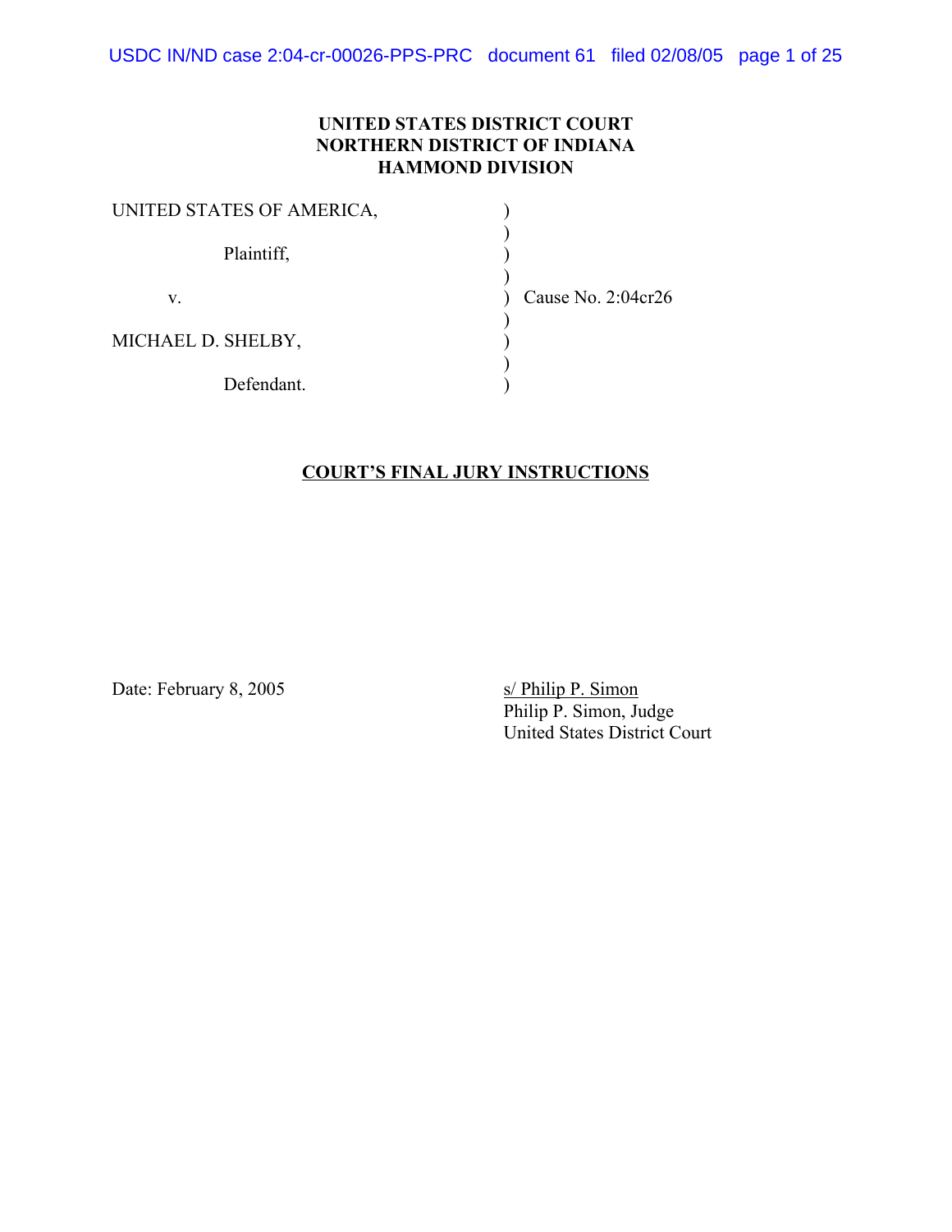**UNITED STATES DISTRICT COURT**
**NORTHERN DISTRICT OF INDIANA**
**HAMMOND DIVISION**

UNITED STATES OF AMERICA, )
)
Plaintiff, )
)
v. ) Cause No. 2:04cr26
)
MICHAEL D. SHELBY, )
)
Defendant. )

**COURT'S FINAL JURY INSTRUCTIONS**

Date: February 8, 2005

s/ Philip P. Simon
Philip P. Simon, Judge
United States District Court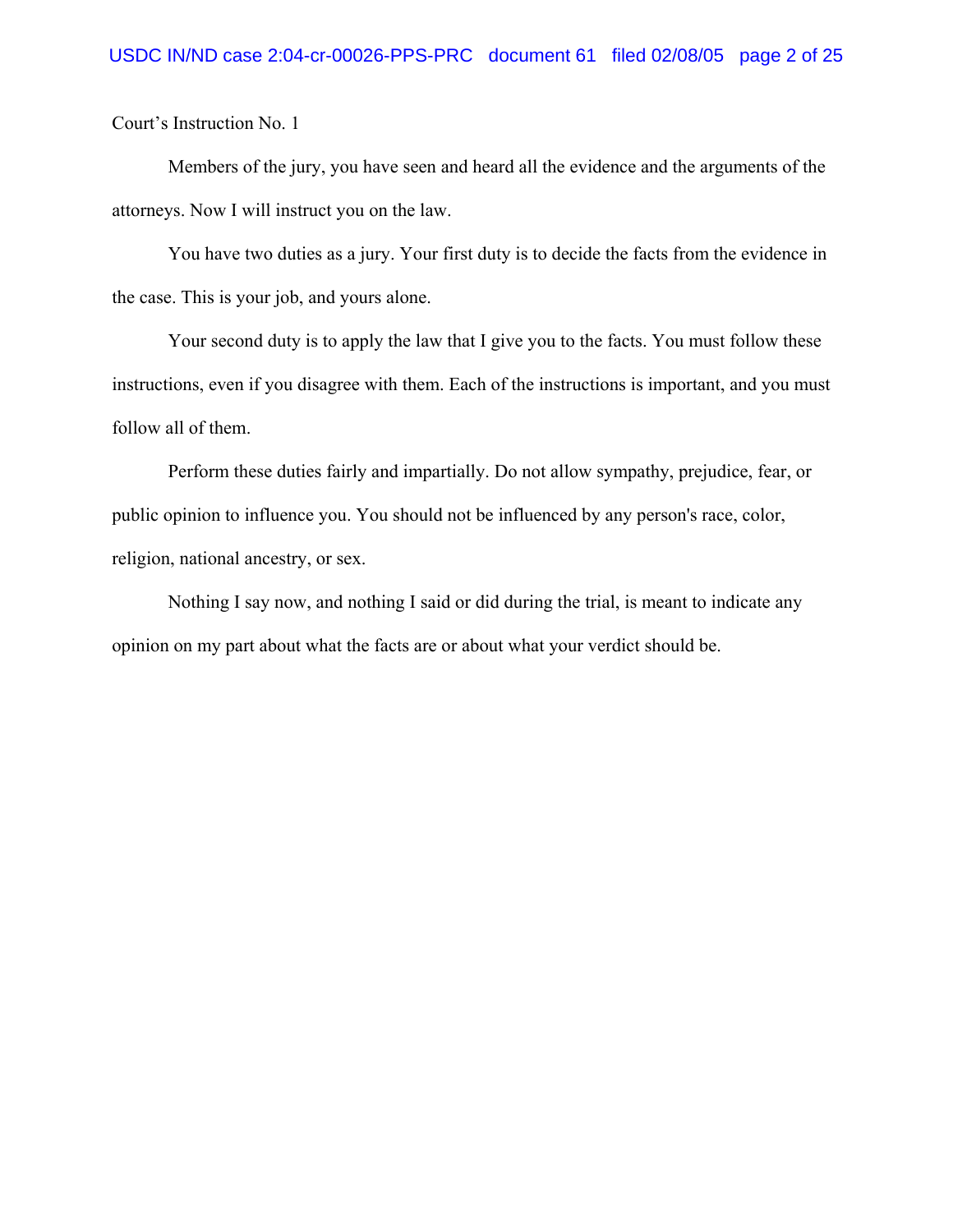Court's Instruction No. 1

Members of the jury, you have seen and heard all the evidence and the arguments of the attorneys. Now I will instruct you on the law.

You have two duties as a jury. Your first duty is to decide the facts from the evidence in the case. This is your job, and yours alone.

Your second duty is to apply the law that I give you to the facts. You must follow these instructions, even if you disagree with them. Each of the instructions is important, and you must follow all of them.

Perform these duties fairly and impartially. Do not allow sympathy, prejudice, fear, or public opinion to influence you. You should not be influenced by any person's race, color, religion, national ancestry, or sex.

Nothing I say now, and nothing I said or did during the trial, is meant to indicate any opinion on my part about what the facts are or about what your verdict should be.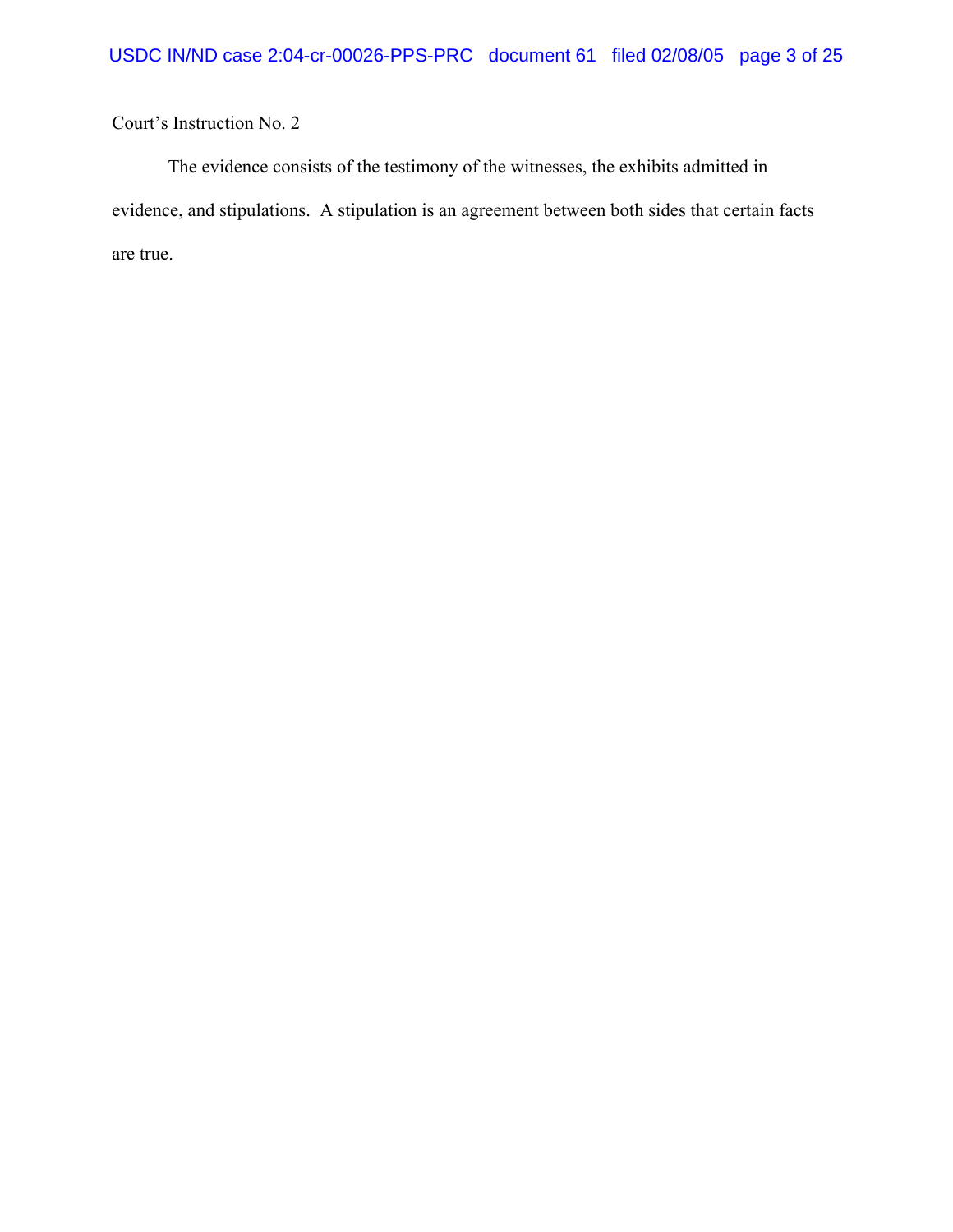Court's Instruction No. 2

The evidence consists of the testimony of the witnesses, the exhibits admitted in evidence, and stipulations. A stipulation is an agreement between both sides that certain facts are true.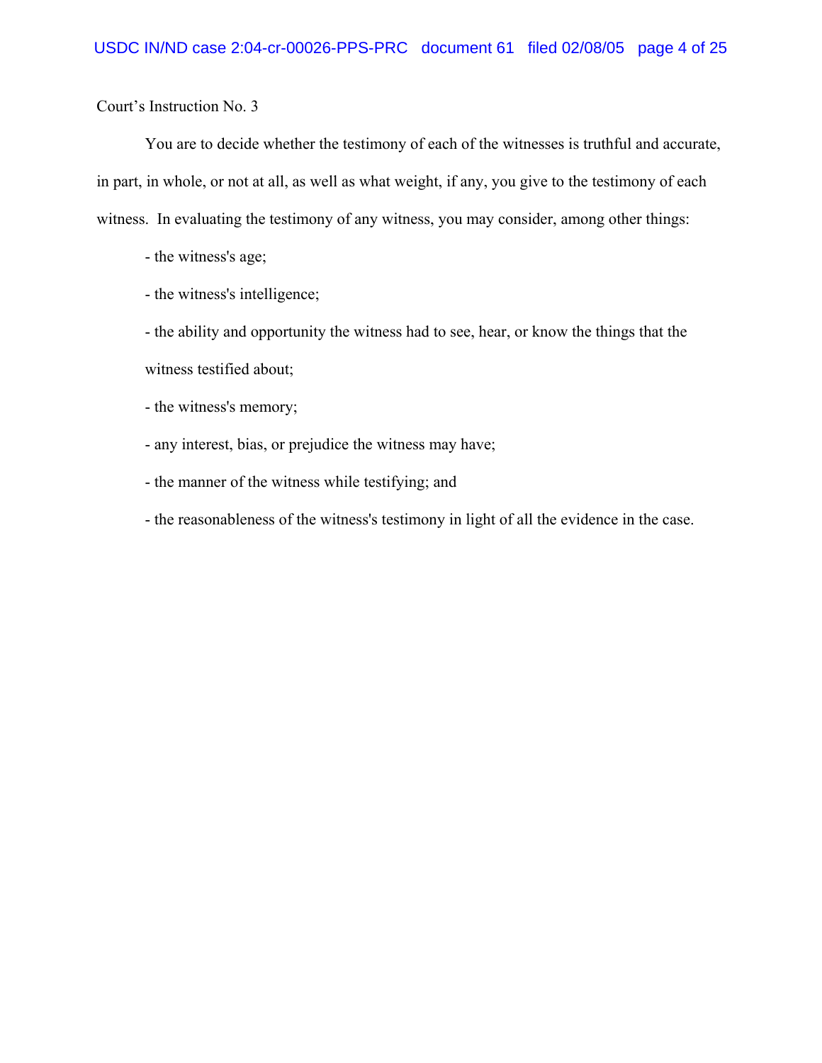Court's Instruction No. 3

You are to decide whether the testimony of each of the witnesses is truthful and accurate, in part, in whole, or not at all, as well as what weight, if any, you give to the testimony of each witness. In evaluating the testimony of any witness, you may consider, among other things:

- the witness's age;
- the witness's intelligence;
- the ability and opportunity the witness had to see, hear, or know the things that the witness testified about;
- the witness's memory;
- any interest, bias, or prejudice the witness may have;
- the manner of the witness while testifying; and
- the reasonableness of the witness's testimony in light of all the evidence in the case.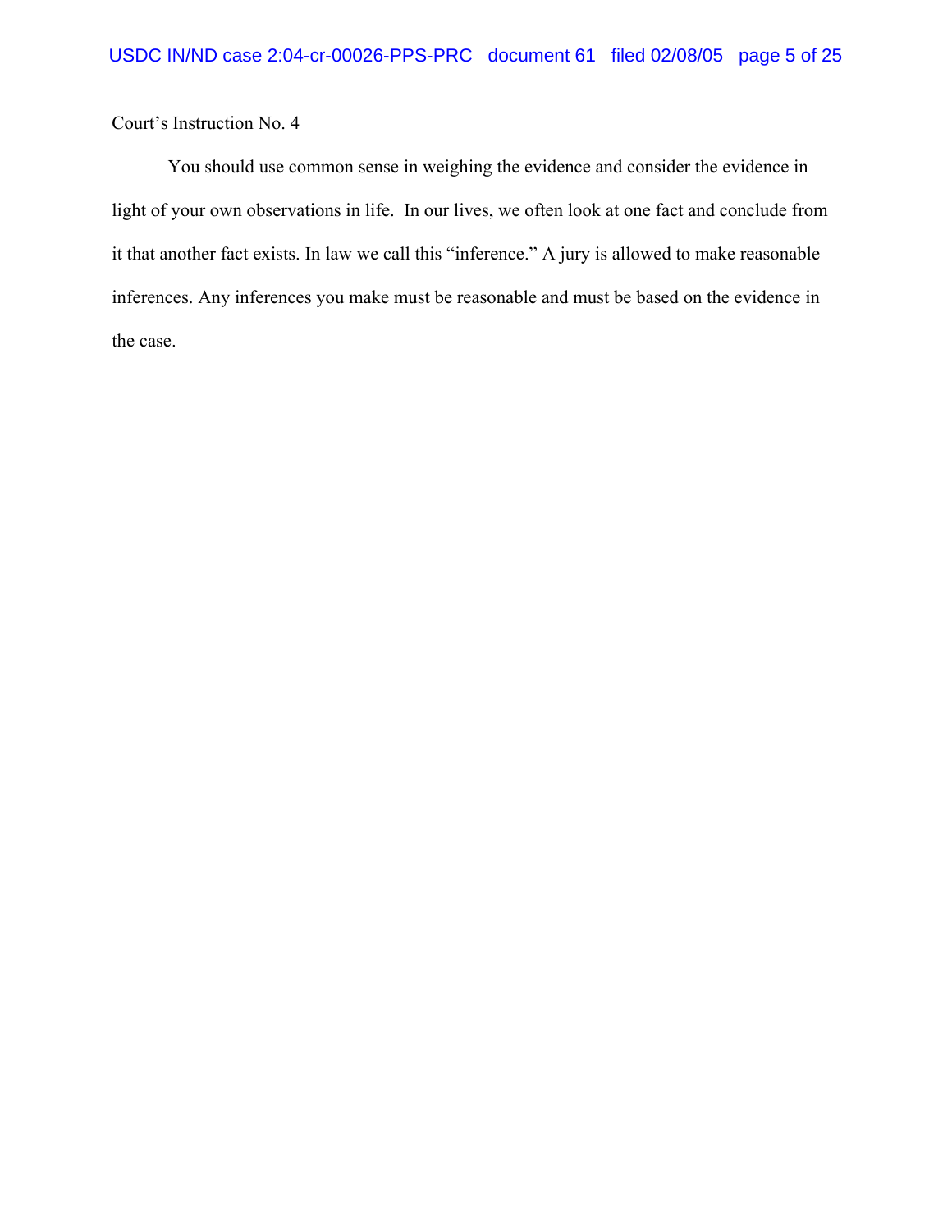Court's Instruction No. 4

You should use common sense in weighing the evidence and consider the evidence in light of your own observations in life. In our lives, we often look at one fact and conclude from it that another fact exists. In law we call this "inference." A jury is allowed to make reasonable inferences. Any inferences you make must be reasonable and must be based on the evidence in the case.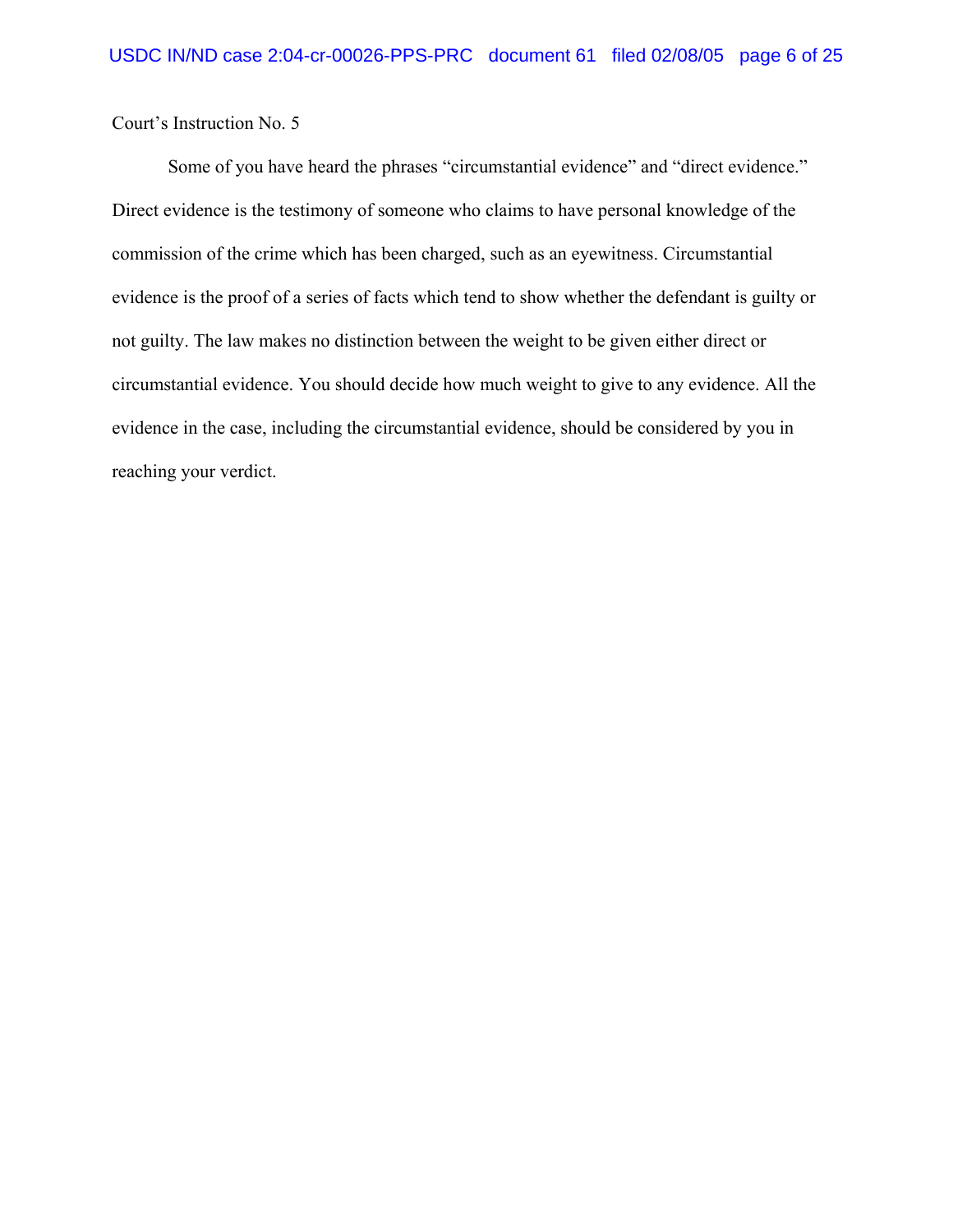Court's Instruction No. 5

Some of you have heard the phrases "circumstantial evidence" and "direct evidence." Direct evidence is the testimony of someone who claims to have personal knowledge of the commission of the crime which has been charged, such as an eyewitness. Circumstantial evidence is the proof of a series of facts which tend to show whether the defendant is guilty or not guilty. The law makes no distinction between the weight to be given either direct or circumstantial evidence. You should decide how much weight to give to any evidence. All the evidence in the case, including the circumstantial evidence, should be considered by you in reaching your verdict.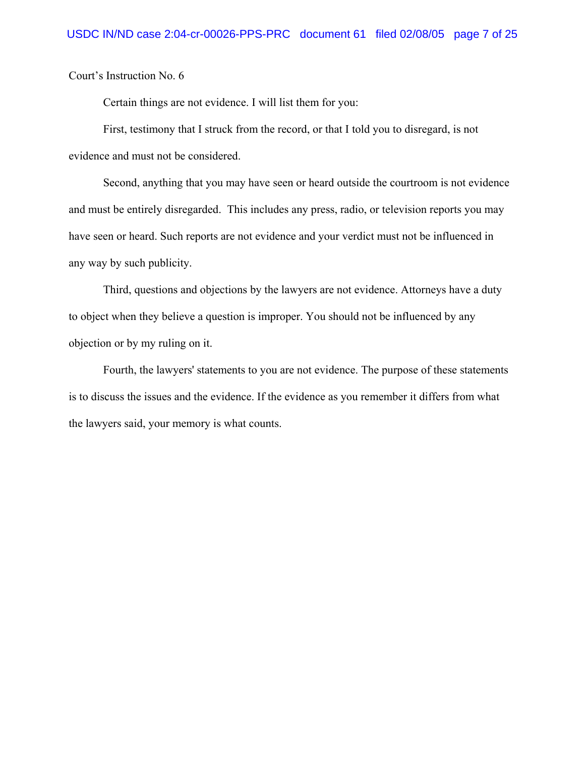Court's Instruction No. 6

Certain things are not evidence. I will list them for you:

First, testimony that I struck from the record, or that I told you to disregard, is not evidence and must not be considered.

Second, anything that you may have seen or heard outside the courtroom is not evidence and must be entirely disregarded. This includes any press, radio, or television reports you may have seen or heard. Such reports are not evidence and your verdict must not be influenced in any way by such publicity.

Third, questions and objections by the lawyers are not evidence. Attorneys have a duty to object when they believe a question is improper. You should not be influenced by any objection or by my ruling on it.

Fourth, the lawyers' statements to you are not evidence. The purpose of these statements is to discuss the issues and the evidence. If the evidence as you remember it differs from what the lawyers said, your memory is what counts.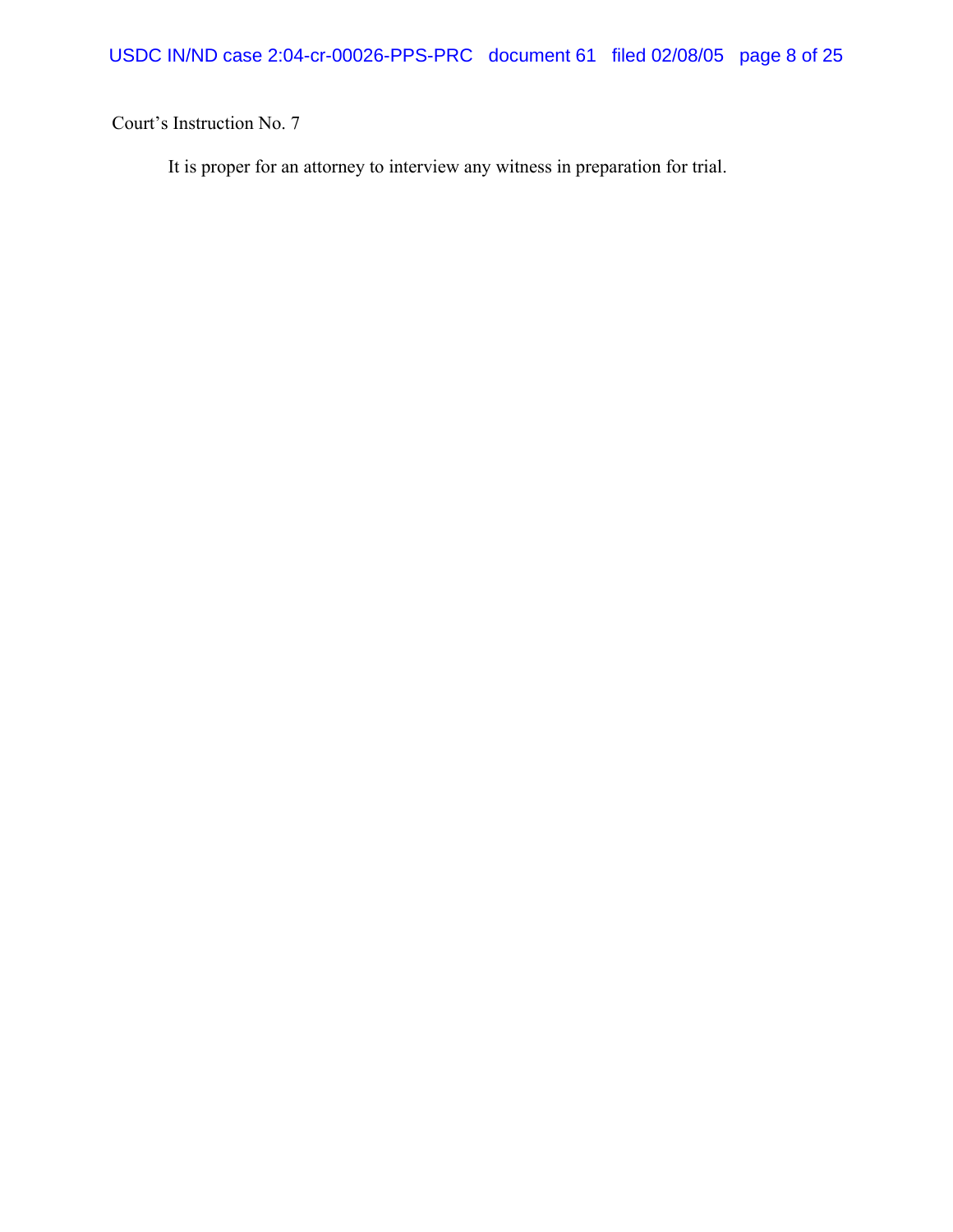Court's Instruction No. 7

It is proper for an attorney to interview any witness in preparation for trial.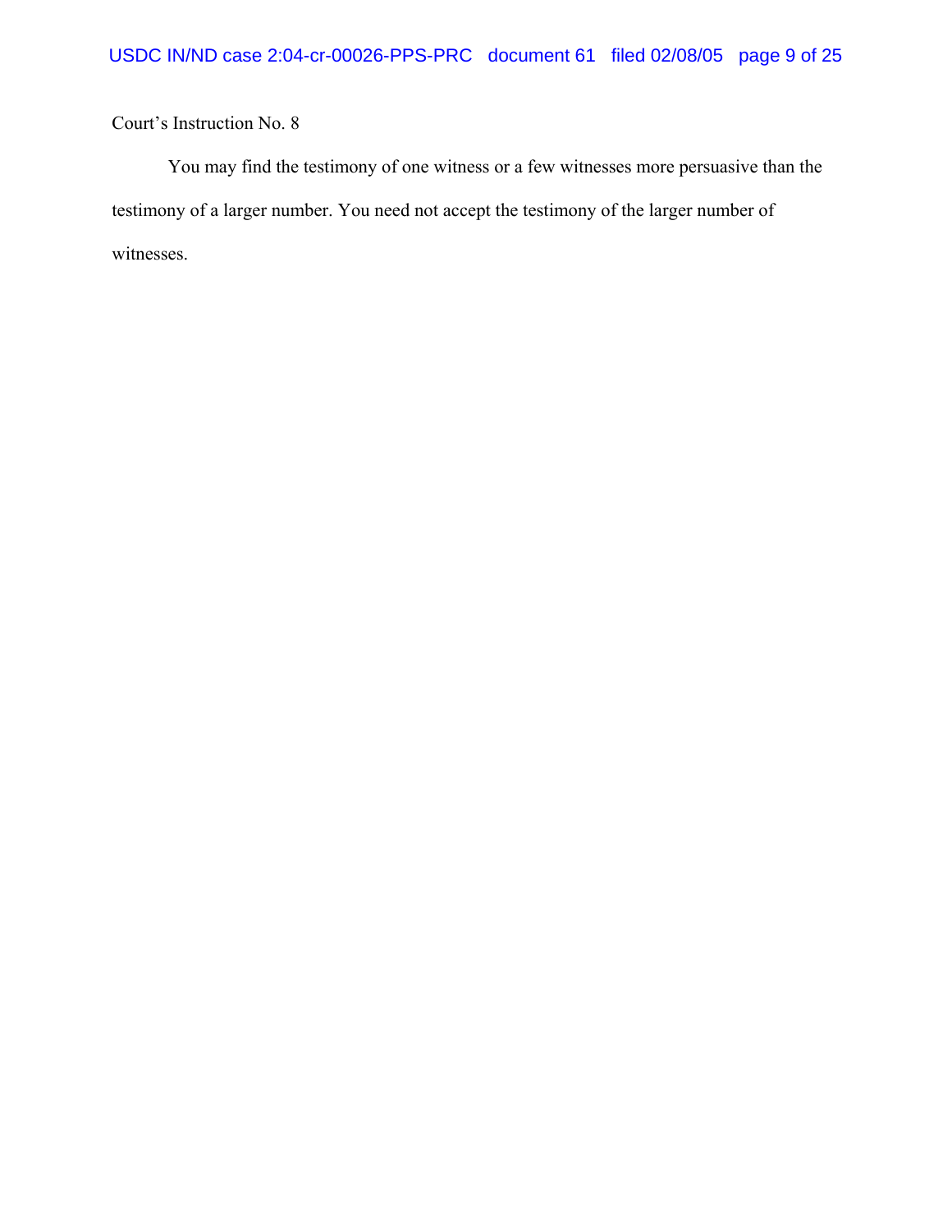Court’s Instruction No. 8

You may find the testimony of one witness or a few witnesses more persuasive than the testimony of a larger number. You need not accept the testimony of the larger number of witnesses.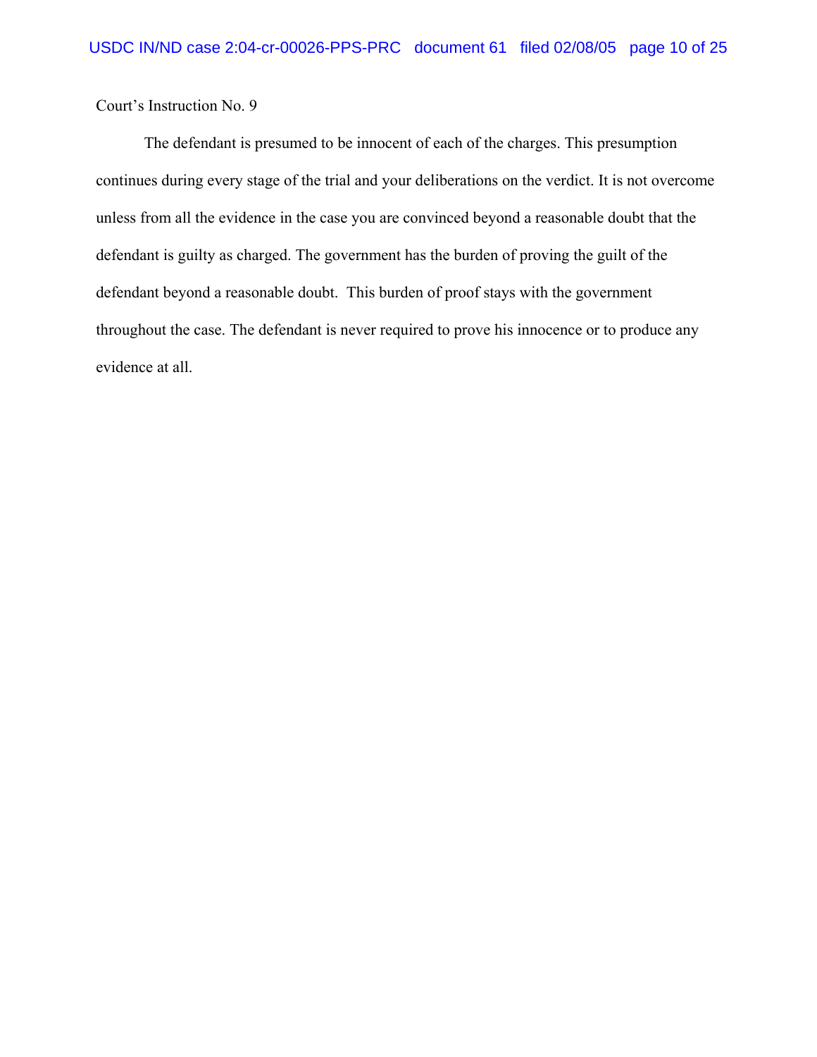Court's Instruction No. 9

The defendant is presumed to be innocent of each of the charges. This presumption continues during every stage of the trial and your deliberations on the verdict. It is not overcome unless from all the evidence in the case you are convinced beyond a reasonable doubt that the defendant is guilty as charged. The government has the burden of proving the guilt of the defendant beyond a reasonable doubt. This burden of proof stays with the government throughout the case. The defendant is never required to prove his innocence or to produce any evidence at all.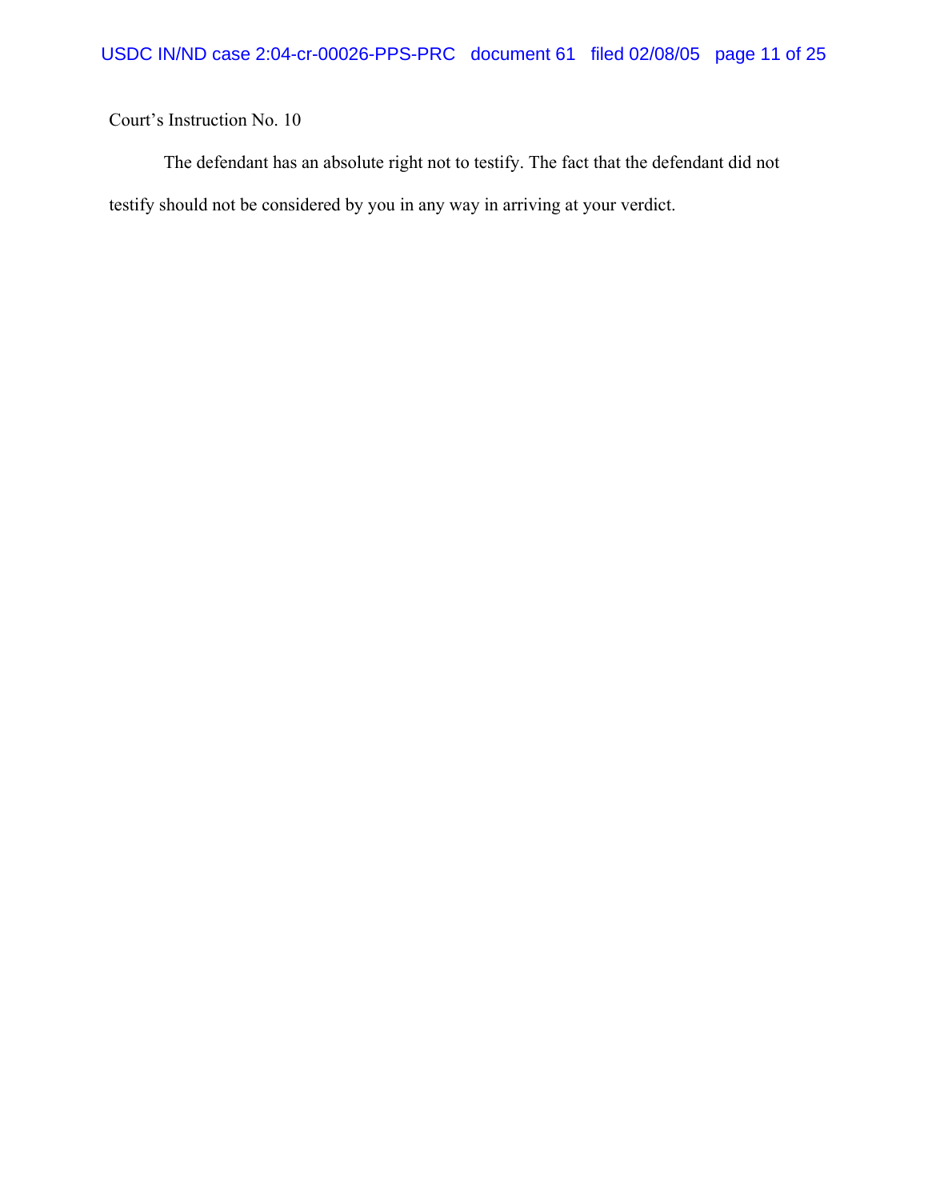Court's Instruction No. 10

The defendant has an absolute right not to testify. The fact that the defendant did not testify should not be considered by you in any way in arriving at your verdict.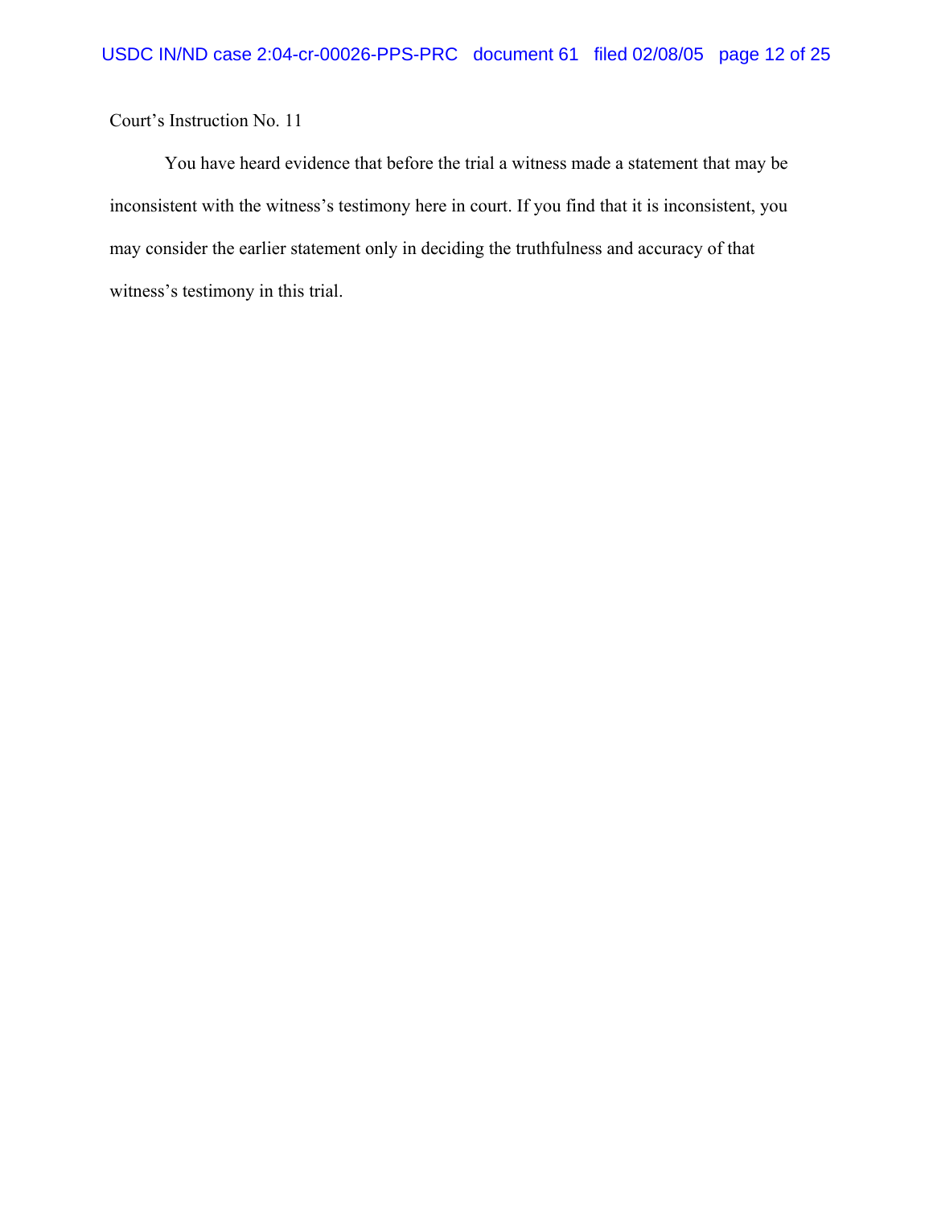Court's Instruction No. 11

You have heard evidence that before the trial a witness made a statement that may be inconsistent with the witness's testimony here in court. If you find that it is inconsistent, you may consider the earlier statement only in deciding the truthfulness and accuracy of that witness's testimony in this trial.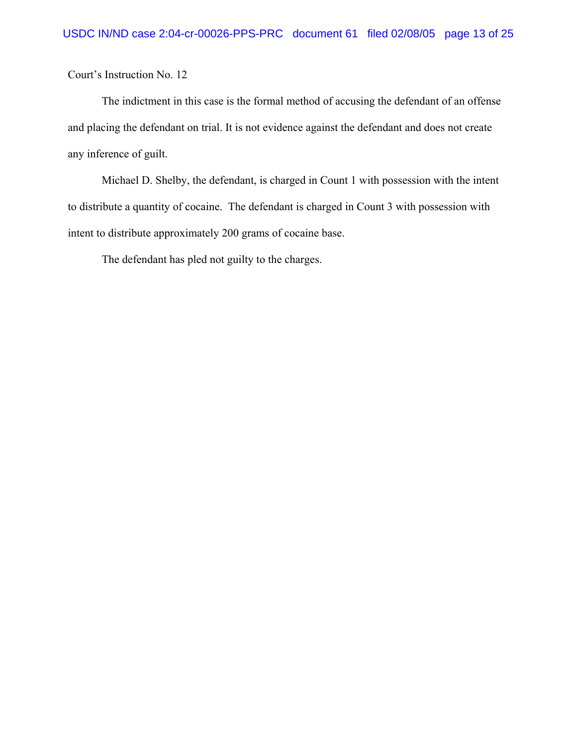Court's Instruction No. 12

The indictment in this case is the formal method of accusing the defendant of an offense and placing the defendant on trial. It is not evidence against the defendant and does not create any inference of guilt.

Michael D. Shelby, the defendant, is charged in Count 1 with possession with the intent to distribute a quantity of cocaine. The defendant is charged in Count 3 with possession with intent to distribute approximately 200 grams of cocaine base.

The defendant has pled not guilty to the charges.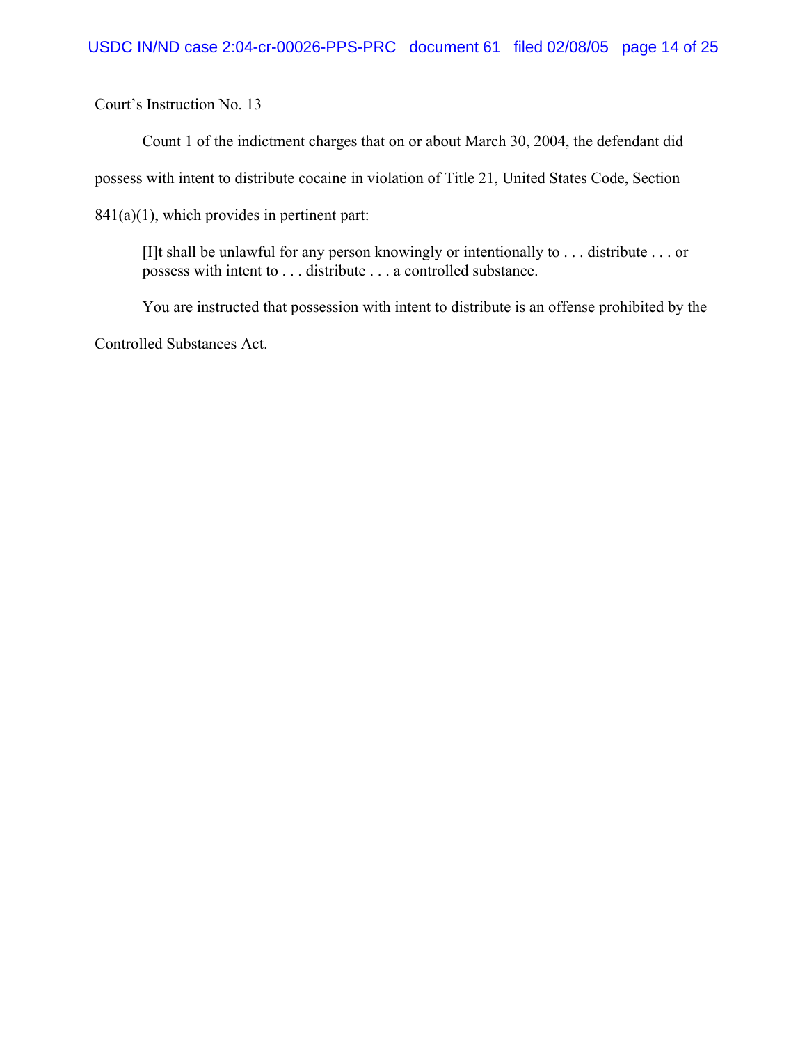Court's Instruction No. 13

Count 1 of the indictment charges that on or about March 30, 2004, the defendant did possess with intent to distribute cocaine in violation of Title 21, United States Code, Section 841(a)(1), which provides in pertinent part:

> [I]t shall be unlawful for any person knowingly or intentionally to . . . distribute . . . or possess with intent to . . . distribute . . . a controlled substance.

You are instructed that possession with intent to distribute is an offense prohibited by the Controlled Substances Act.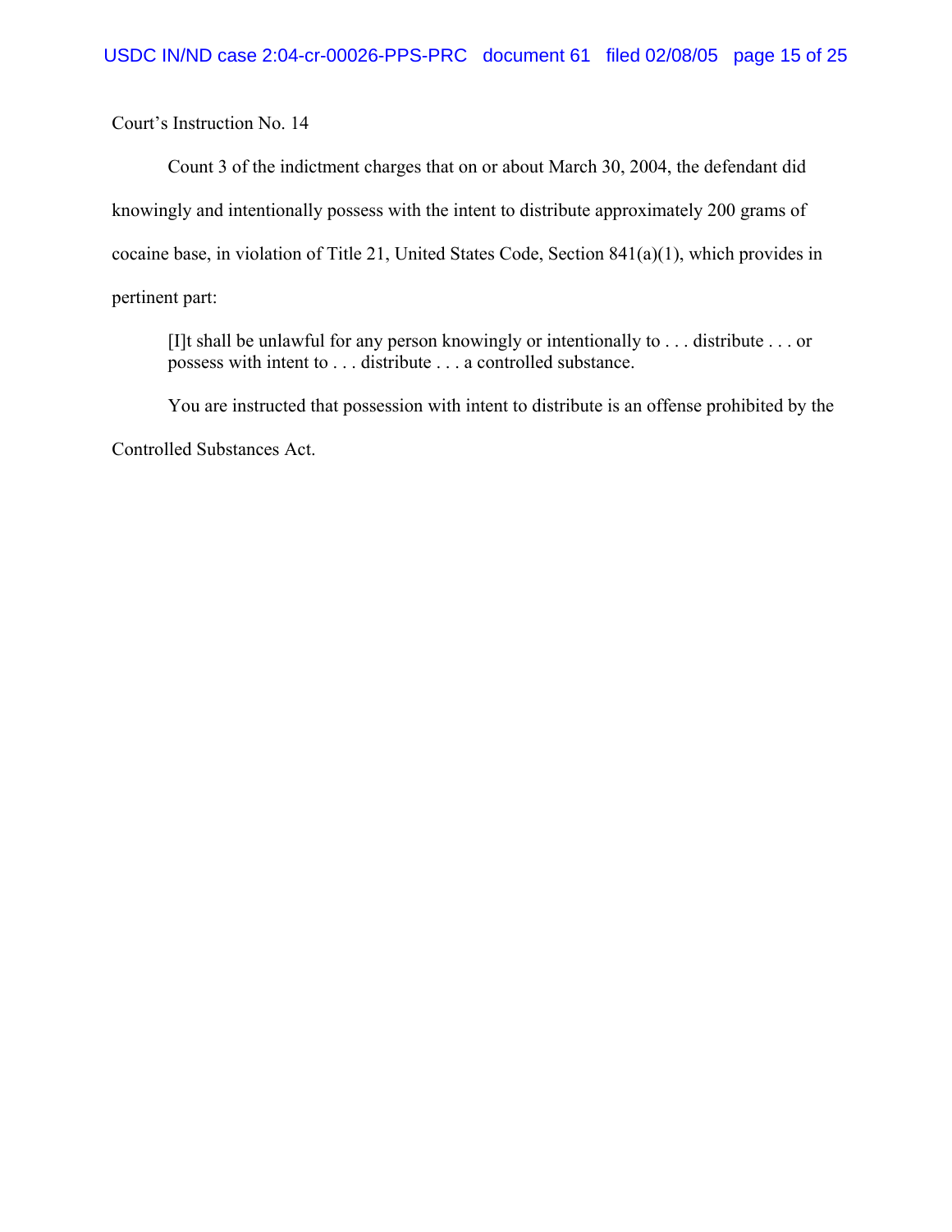Court's Instruction No. 14

Count 3 of the indictment charges that on or about March 30, 2004, the defendant did knowingly and intentionally possess with the intent to distribute approximately 200 grams of cocaine base, in violation of Title 21, United States Code, Section 841(a)(1), which provides in pertinent part:

> [I]t shall be unlawful for any person knowingly or intentionally to . . . distribute . . . or possess with intent to . . . distribute . . . a controlled substance.

You are instructed that possession with intent to distribute is an offense prohibited by the Controlled Substances Act.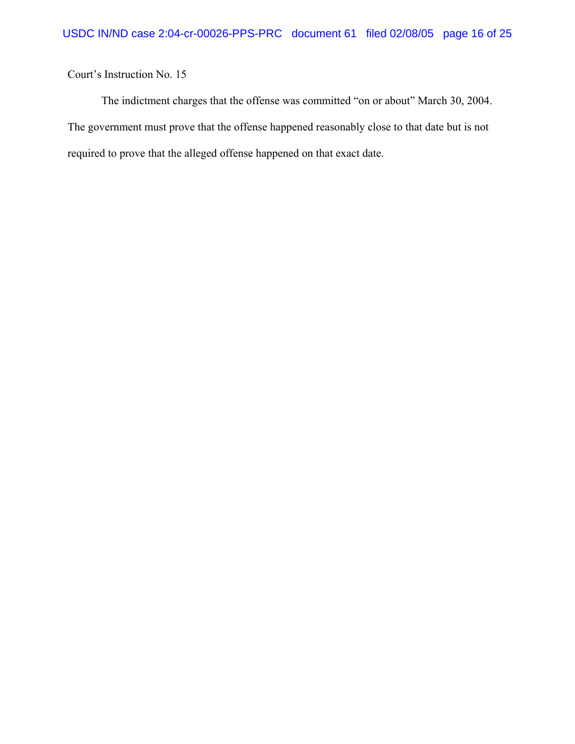Court's Instruction No. 15

The indictment charges that the offense was committed "on or about" March 30, 2004. The government must prove that the offense happened reasonably close to that date but is not required to prove that the alleged offense happened on that exact date.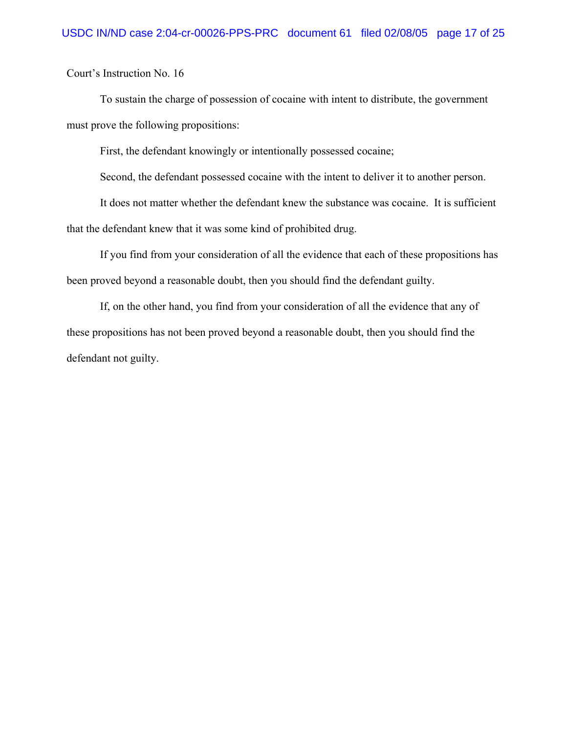Court's Instruction No. 16

To sustain the charge of possession of cocaine with intent to distribute, the government must prove the following propositions:

First, the defendant knowingly or intentionally possessed cocaine;

Second, the defendant possessed cocaine with the intent to deliver it to another person.

It does not matter whether the defendant knew the substance was cocaine. It is sufficient that the defendant knew that it was some kind of prohibited drug.

If you find from your consideration of all the evidence that each of these propositions has been proved beyond a reasonable doubt, then you should find the defendant guilty.

If, on the other hand, you find from your consideration of all the evidence that any of these propositions has not been proved beyond a reasonable doubt, then you should find the defendant not guilty.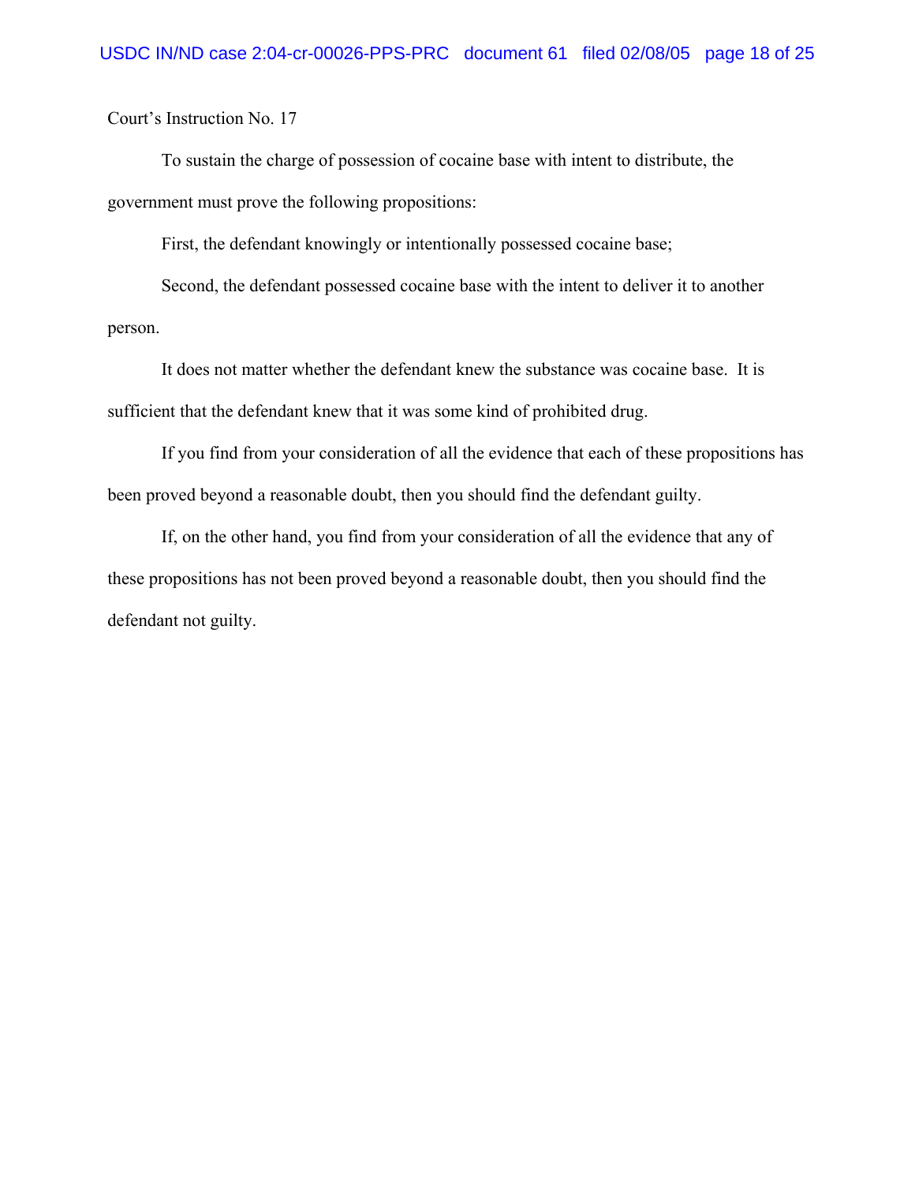Court's Instruction No. 17

To sustain the charge of possession of cocaine base with intent to distribute, the government must prove the following propositions:

First, the defendant knowingly or intentionally possessed cocaine base;

Second, the defendant possessed cocaine base with the intent to deliver it to another person.

It does not matter whether the defendant knew the substance was cocaine base. It is sufficient that the defendant knew that it was some kind of prohibited drug.

If you find from your consideration of all the evidence that each of these propositions has been proved beyond a reasonable doubt, then you should find the defendant guilty.

If, on the other hand, you find from your consideration of all the evidence that any of these propositions has not been proved beyond a reasonable doubt, then you should find the defendant not guilty.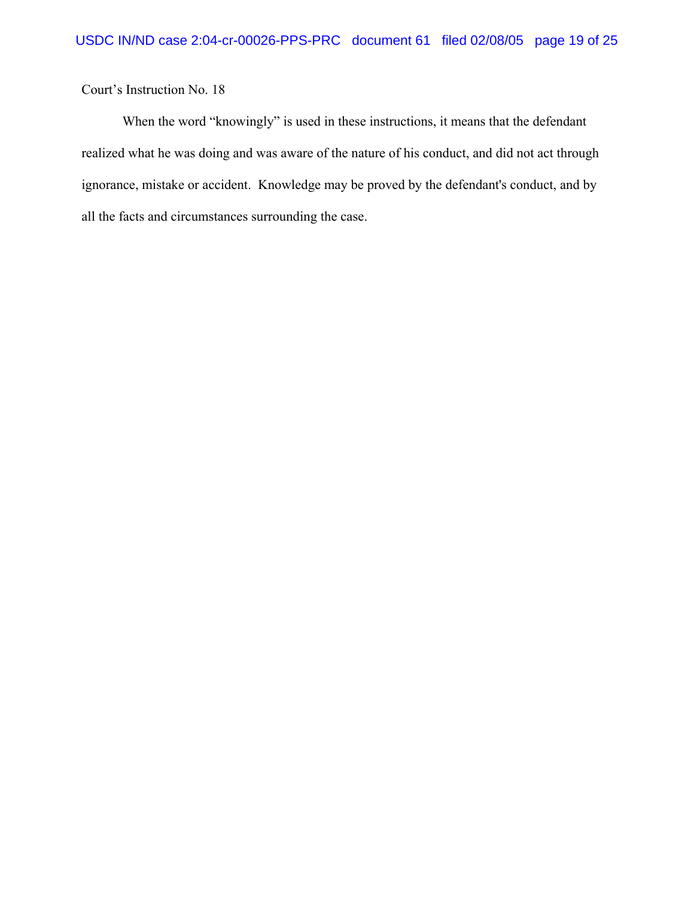Court's Instruction No. 18

When the word "knowingly" is used in these instructions, it means that the defendant realized what he was doing and was aware of the nature of his conduct, and did not act through ignorance, mistake or accident. Knowledge may be proved by the defendant's conduct, and by all the facts and circumstances surrounding the case.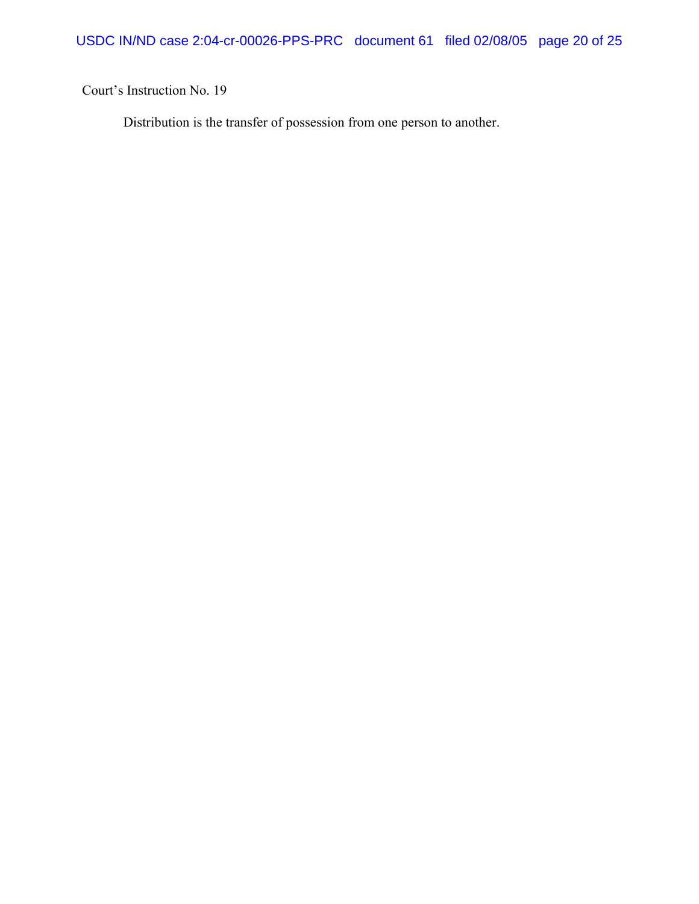Court's Instruction No. 19

Distribution is the transfer of possession from one person to another.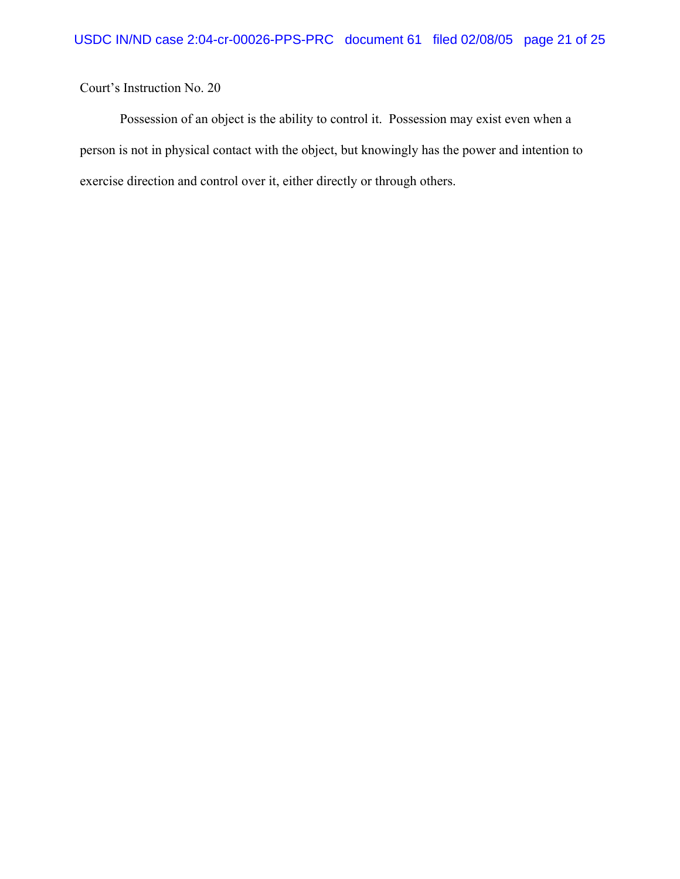Court's Instruction No. 20

Possession of an object is the ability to control it. Possession may exist even when a person is not in physical contact with the object, but knowingly has the power and intention to exercise direction and control over it, either directly or through others.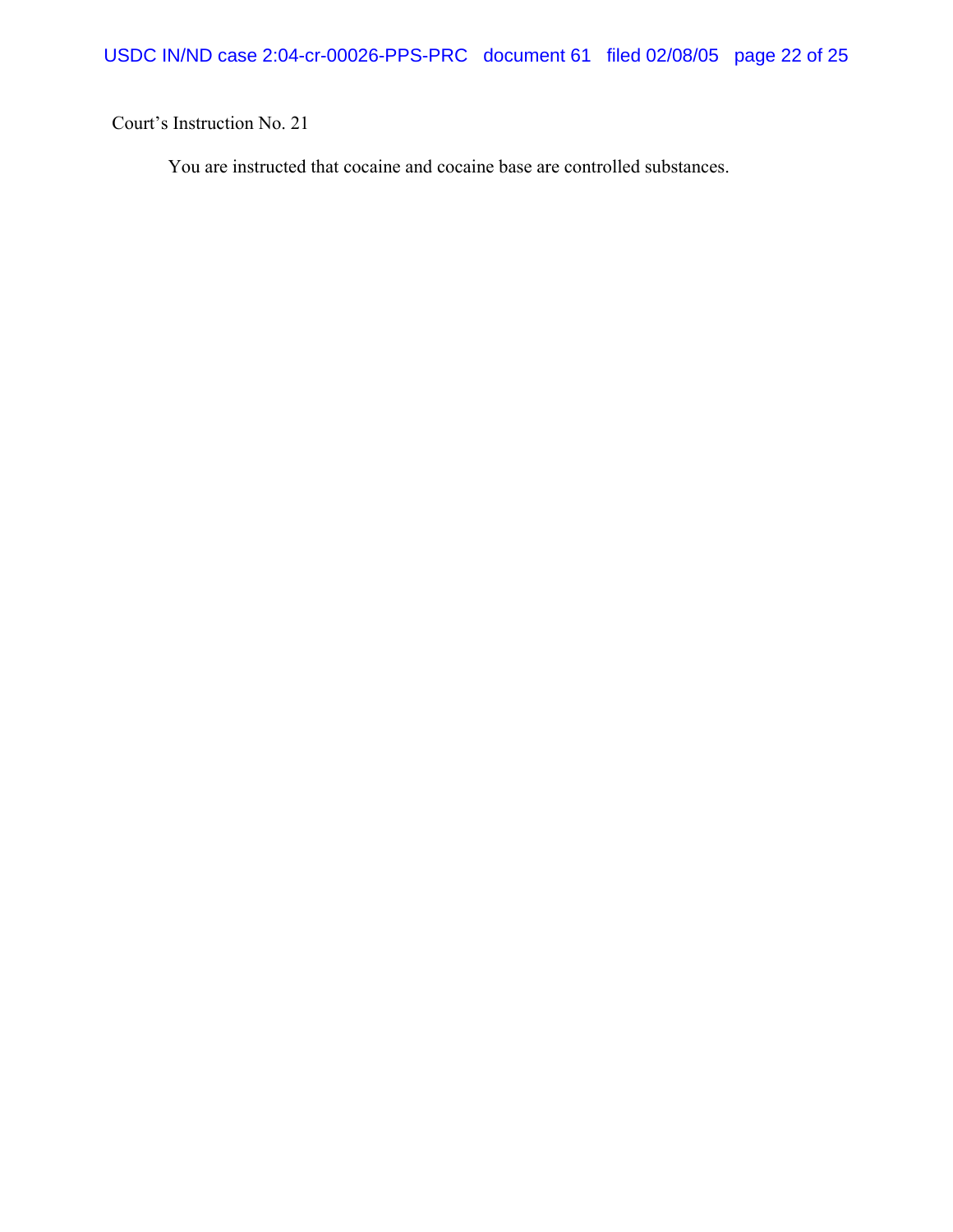Court's Instruction No. 21

You are instructed that cocaine and cocaine base are controlled substances.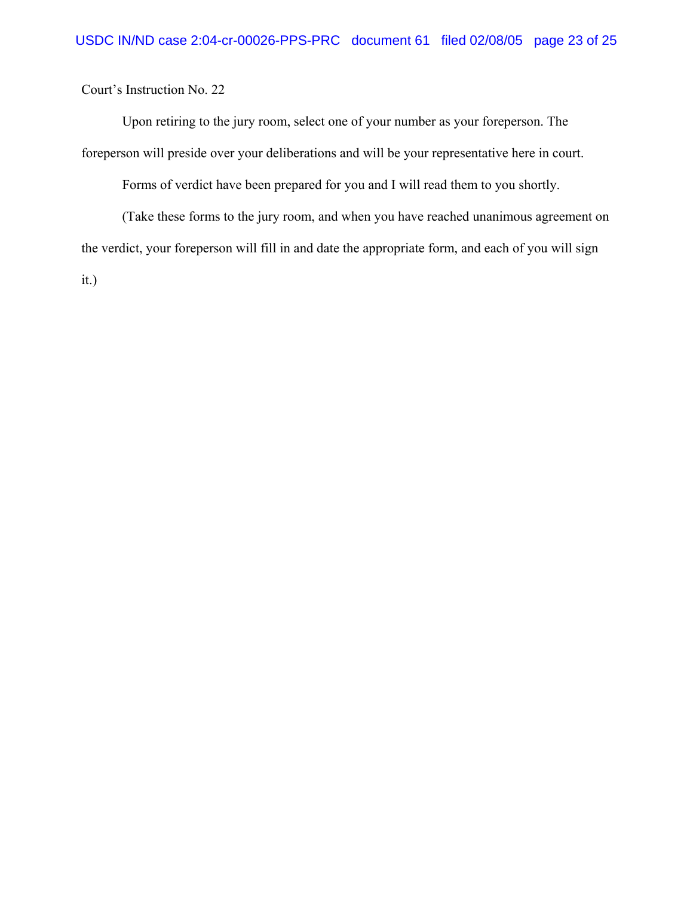Court's Instruction No. 22

Upon retiring to the jury room, select one of your number as your foreperson. The foreperson will preside over your deliberations and will be your representative here in court.

Forms of verdict have been prepared for you and I will read them to you shortly.

(Take these forms to the jury room, and when you have reached unanimous agreement on the verdict, your foreperson will fill in and date the appropriate form, and each of you will sign it.)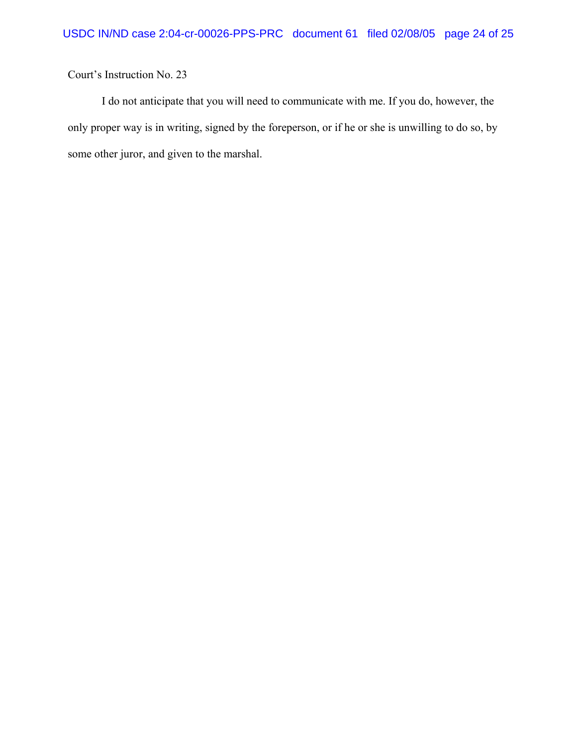Court's Instruction No. 23

I do not anticipate that you will need to communicate with me. If you do, however, the only proper way is in writing, signed by the foreperson, or if he or she is unwilling to do so, by some other juror, and given to the marshal.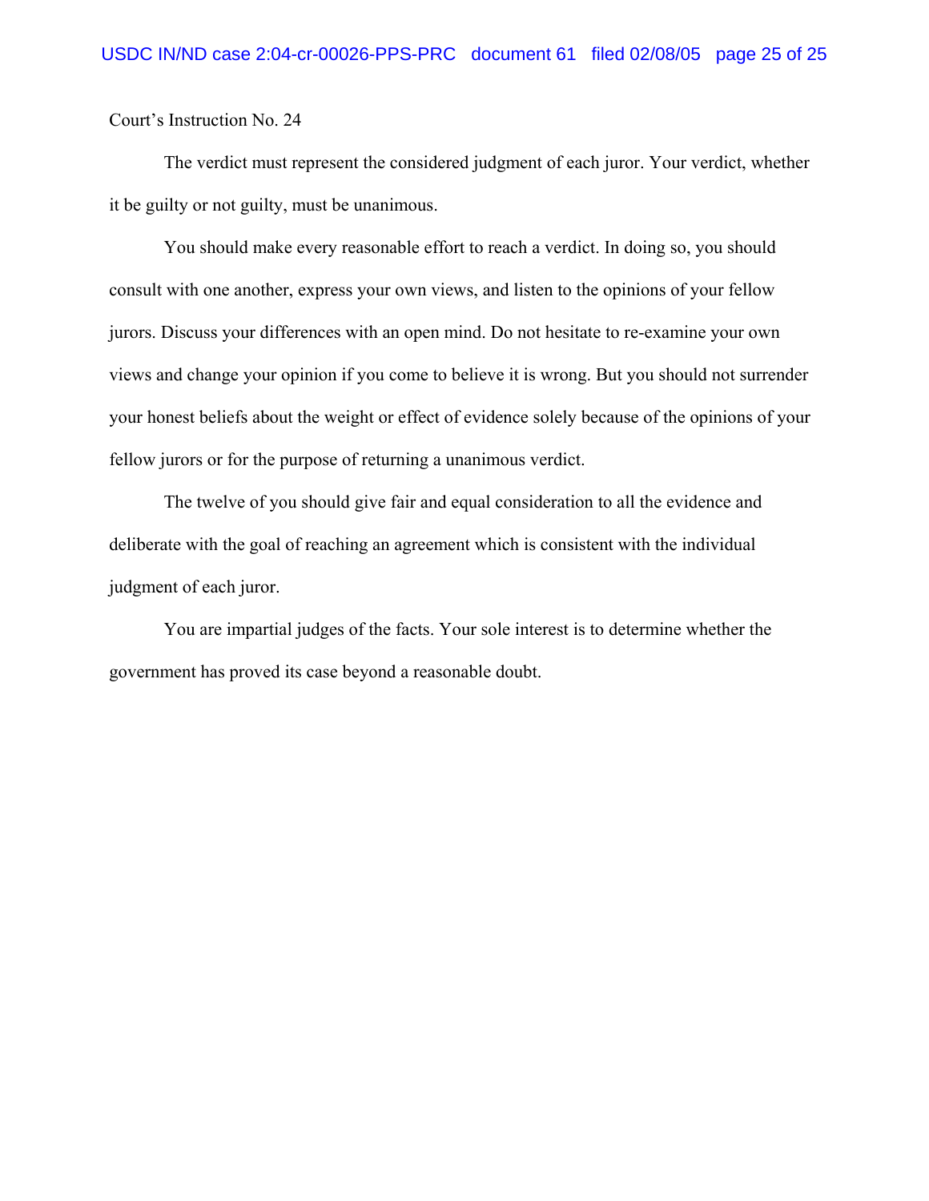Court's Instruction No. 24

The verdict must represent the considered judgment of each juror. Your verdict, whether it be guilty or not guilty, must be unanimous.

You should make every reasonable effort to reach a verdict. In doing so, you should consult with one another, express your own views, and listen to the opinions of your fellow jurors. Discuss your differences with an open mind. Do not hesitate to re-examine your own views and change your opinion if you come to believe it is wrong. But you should not surrender your honest beliefs about the weight or effect of evidence solely because of the opinions of your fellow jurors or for the purpose of returning a unanimous verdict.

The twelve of you should give fair and equal consideration to all the evidence and deliberate with the goal of reaching an agreement which is consistent with the individual judgment of each juror.

You are impartial judges of the facts. Your sole interest is to determine whether the government has proved its case beyond a reasonable doubt.